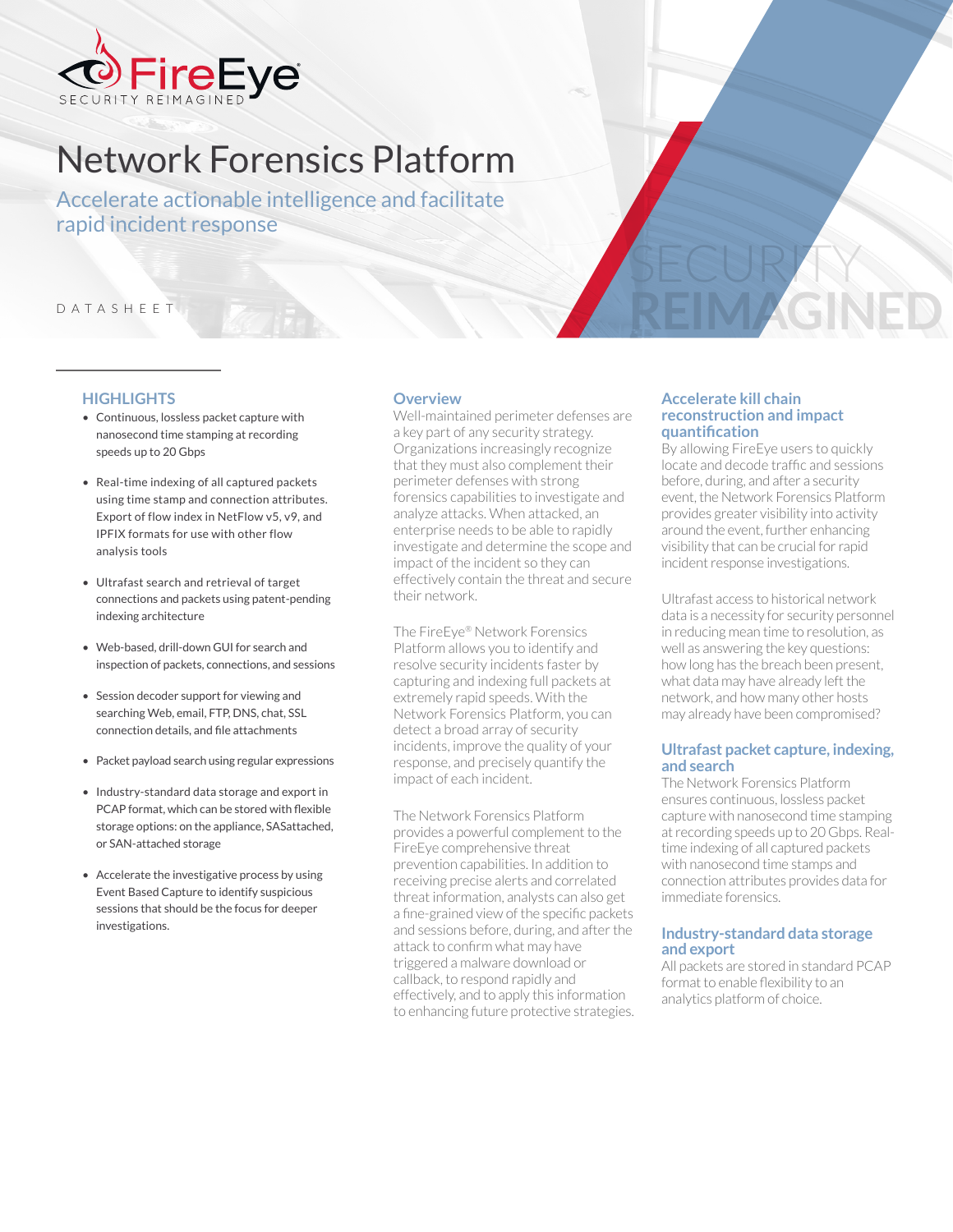FireEye
SECURITY REIMAGINED

# Network Forensics Platform

## Accelerate actionable intelligence and facilitate rapid incident response

DATASHEET

### HIGHLIGHTS

- Continuous, lossless packet capture with nanosecond time stamping at recording speeds up to 20 Gbps
- Real-time indexing of all captured packets using time stamp and connection attributes. Export of flow index in NetFlow v5, v9, and IPFIX formats for use with other flow analysis tools
- Ultrafast search and retrieval of target connections and packets using patent-pending indexing architecture
- Web-based, drill-down GUI for search and inspection of packets, connections, and sessions
- Session decoder support for viewing and searching Web, email, FTP, DNS, chat, SSL connection details, and file attachments
- Packet payload search using regular expressions
- Industry-standard data storage and export in PCAP format, which can be stored with flexible storage options: on the appliance, SASattached, or SAN-attached storage
- Accelerate the investigative process by using Event Based Capture to identify suspicious sessions that should be the focus for deeper investigations.

### Overview

Well-maintained perimeter defenses are a key part of any security strategy. Organizations increasingly recognize that they must also complement their perimeter defenses with strong forensics capabilities to investigate and analyze attacks. When attacked, an enterprise needs to be able to rapidly investigate and determine the scope and impact of the incident so they can effectively contain the threat and secure their network.

The FireEye® Network Forensics Platform allows you to identify and resolve security incidents faster by capturing and indexing full packets at extremely rapid speeds. With the Network Forensics Platform, you can detect a broad array of security incidents, improve the quality of your response, and precisely quantify the impact of each incident.

The Network Forensics Platform provides a powerful complement to the FireEye comprehensive threat prevention capabilities. In addition to receiving precise alerts and correlated threat information, analysts can also get a fine-grained view of the specific packets and sessions before, during, and after the attack to confirm what may have triggered a malware download or callback, to respond rapidly and effectively, and to apply this information to enhancing future protective strategies.

### Accelerate kill chain reconstruction and impact quantification

By allowing FireEye users to quickly locate and decode traffic and sessions before, during, and after a security event, the Network Forensics Platform provides greater visibility into activity around the event, further enhancing visibility that can be crucial for rapid incident response investigations.

Ultrafast access to historical network data is a necessity for security personnel in reducing mean time to resolution, as well as answering the key questions: how long has the breach been present, what data may have already left the network, and how many other hosts may already have been compromised?

### Ultrafast packet capture, indexing, and search

The Network Forensics Platform ensures continuous, lossless packet capture with nanosecond time stamping at recording speeds up to 20 Gbps. Real-time indexing of all captured packets with nanosecond time stamps and connection attributes provides data for immediate forensics.

### Industry-standard data storage and export

All packets are stored in standard PCAP format to enable flexibility to an analytics platform of choice.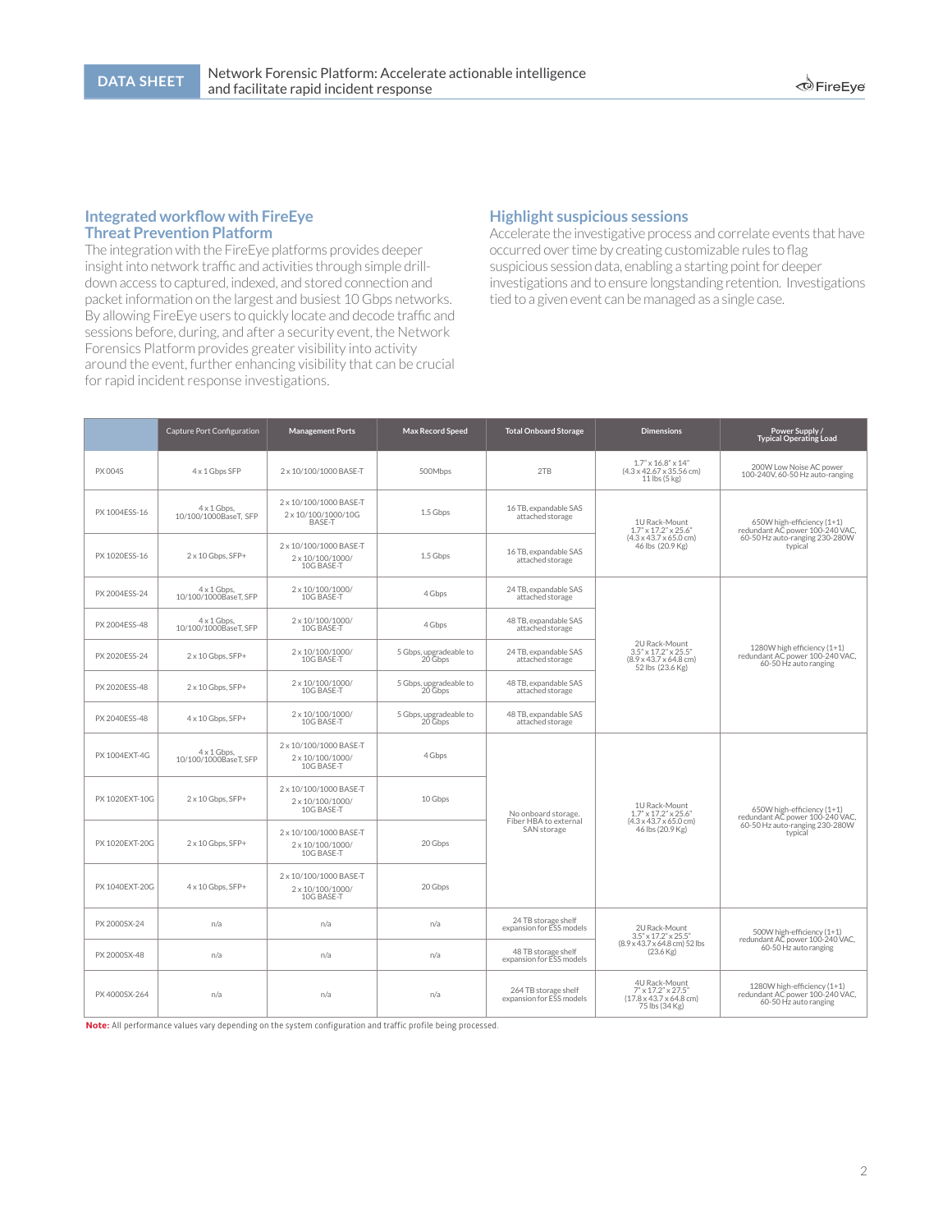## Integrated workflow with FireEye Threat Prevention Platform

The integration with the FireEye platforms provides deeper insight into network traffic and activities through simple drill-down access to captured, indexed, and stored connection and packet information on the largest and busiest 10 Gbps networks. By allowing FireEye users to quickly locate and decode traffic and sessions before, during, and after a security event, the Network Forensics Platform provides greater visibility into activity around the event, further enhancing visibility that can be crucial for rapid incident response investigations.

## Highlight suspicious sessions

Accelerate the investigative process and correlate events that have occurred over time by creating customizable rules to flag suspicious session data, enabling a starting point for deeper investigations and to ensure longstanding retention. Investigations tied to a given event can be managed as a single case.

| | Capture Port Configuration | Management Ports | Max Record Speed | Total Onboard Storage | Dimensions | Power Supply / Typical Operating Load |
|---|---|---|---|---|---|---|
| PX 004S | 4 x 1 Gbps SFP | 2 x 10/100/1000 BASE-T | 500Mbps | 2TB | 1.7" x 16.8" x 14" (4.3 x 42.67 x 35.56 cm) 11 lbs (5 kg) | 200W Low Noise AC power 100-240V, 60-50 Hz auto-ranging |
| PX 1004ESS-16 | 4 x 1 Gbps, 10/100/1000BaseT, SFP | 2 x 10/100/1000 BASE-T 2 x 10/100/1000/10G BASE-T | 1.5 Gbps | 16 TB, expandable SAS attached storage | 1U Rack-Mount 1.7" x 17.2" x 25.6" (4.3 x 43.7 x 65.0 cm) 46 lbs (20.9 Kg) | 650W high-efficiency (1+1) redundant AC power 100-240 VAC, 60-50 Hz auto-ranging 230-280W typical |
| PX 1020ESS-16 | 2 x 10 Gbps, SFP+ | 2 x 10/100/1000 BASE-T 2 x 10/100/1000/ 10G BASE-T | 1.5 Gbps | 16 TB, expandable SAS attached storage | | |
| PX 2004ESS-24 | 4 x 1 Gbps, 10/100/1000BaseT, SFP | 2 x 10/100/1000/ 10G BASE-T | 4 Gbps | 24 TB, expandable SAS attached storage | 2U Rack-Mount 3.5" x 17.2" x 25.5" (8.9 x 43.7 x 64.8 cm) 52 lbs (23.6 Kg) | 1280W high efficiency (1+1) redundant AC power 100-240 VAC, 60-50 Hz auto ranging |
| PX 2004ESS-48 | 4 x 1 Gbps, 10/100/1000BaseT, SFP | 2 x 10/100/1000/ 10G BASE-T | 4 Gbps | 48 TB, expandable SAS attached storage | | |
| PX 2020ESS-24 | 2 x 10 Gbps, SFP+ | 2 x 10/100/1000/ 10G BASE-T | 5 Gbps, upgradeable to 20 Gbps | 24 TB, expandable SAS attached storage | | |
| PX 2020ESS-48 | 2 x 10 Gbps, SFP+ | 2 x 10/100/1000/ 10G BASE-T | 5 Gbps, upgradeable to 20 Gbps | 48 TB, expandable SAS attached storage | | |
| PX 2040ESS-48 | 4 x 10 Gbps, SFP+ | 2 x 10/100/1000/ 10G BASE-T | 5 Gbps, upgradeable to 20 Gbps | 48 TB, expandable SAS attached storage | | |
| PX 1004EXT-4G | 4 x 1 Gbps, 10/100/1000BaseT, SFP | 2 x 10/100/1000 BASE-T 2 x 10/100/1000/ 10G BASE-T | 4 Gbps | No onboard storage. Fiber HBA to external SAN storage | 1U Rack-Mount 1.7" x 17.2" x 25.6" (4.3 x 43.7 x 65.0 cm) 46 lbs (20.9 Kg) | 650W high-efficiency (1+1) redundant AC power 100-240 VAC, 60-50 Hz auto-ranging 230-280W typical |
| PX 1020EXT-10G | 2 x 10 Gbps, SFP+ | 2 x 10/100/1000 BASE-T 2 x 10/100/1000/ 10G BASE-T | 10 Gbps | | | |
| PX 1020EXT-20G | 2 x 10 Gbps, SFP+ | 2 x 10/100/1000 BASE-T 2 x 10/100/1000/ 10G BASE-T | 20 Gbps | | | |
| PX 1040EXT-20G | 4 x 10 Gbps, SFP+ | 2 x 10/100/1000 BASE-T 2 x 10/100/1000/ 10G BASE-T | 20 Gbps | | | |
| PX 2000SX-24 | n/a | n/a | n/a | 24 TB storage shelf expansion for ESS models | 2U Rack-Mount 3.5" x 17.2" x 25.5" (8.9 x 43.7 x 64.8 cm) 52 lbs (23.6 Kg) | 500W high-efficiency (1+1) redundant AC power 100-240 VAC, 60-50 Hz auto ranging |
| PX 2000SX-48 | n/a | n/a | n/a | 48 TB storage shelf expansion for ESS models | | |
| PX 4000SX-264 | n/a | n/a | n/a | 264 TB storage shelf expansion for ESS models | 4U Rack-Mount 7" x 17.2" x 27.5" (17.8 x 43.7 x 64.8 cm) 75 lbs (34 Kg) | 1280W high-efficiency (1+1) redundant AC power 100-240 VAC, 60-50 Hz auto ranging |

**Note:** All performance values vary depending on the system configuration and traffic profile being processed.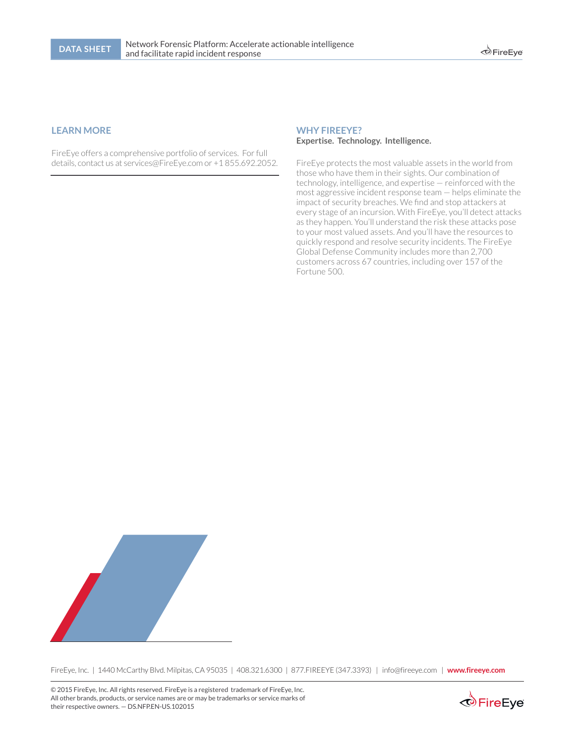## LEARN MORE

FireEye offers a comprehensive portfolio of services. For full details, contact us at services@FireEye.com or +1 855.692.2052.

## WHY FIREEYE?

**Expertise. Technology. Intelligence.**

FireEye protects the most valuable assets in the world from those who have them in their sights. Our combination of technology, intelligence, and expertise — reinforced with the most aggressive incident response team — helps eliminate the impact of security breaches. We find and stop attackers at every stage of an incursion. With FireEye, you'll detect attacks as they happen. You'll understand the risk these attacks pose to your most valued assets. And you'll have the resources to quickly respond and resolve security incidents. The FireEye Global Defense Community includes more than 2,700 customers across 67 countries, including over 157 of the Fortune 500.

FireEye, Inc. | 1440 McCarthy Blvd. Milpitas, CA 95035 | 408.321.6300 | 877.FIREEYE (347.3393) | info@fireeye.com | **www.fireeye.com**

© 2015 FireEye, Inc. All rights reserved. FireEye is a registered trademark of FireEye, Inc. All other brands, products, or service names are or may be trademarks or service marks of their respective owners. — DS.NFP.EN-US.102015